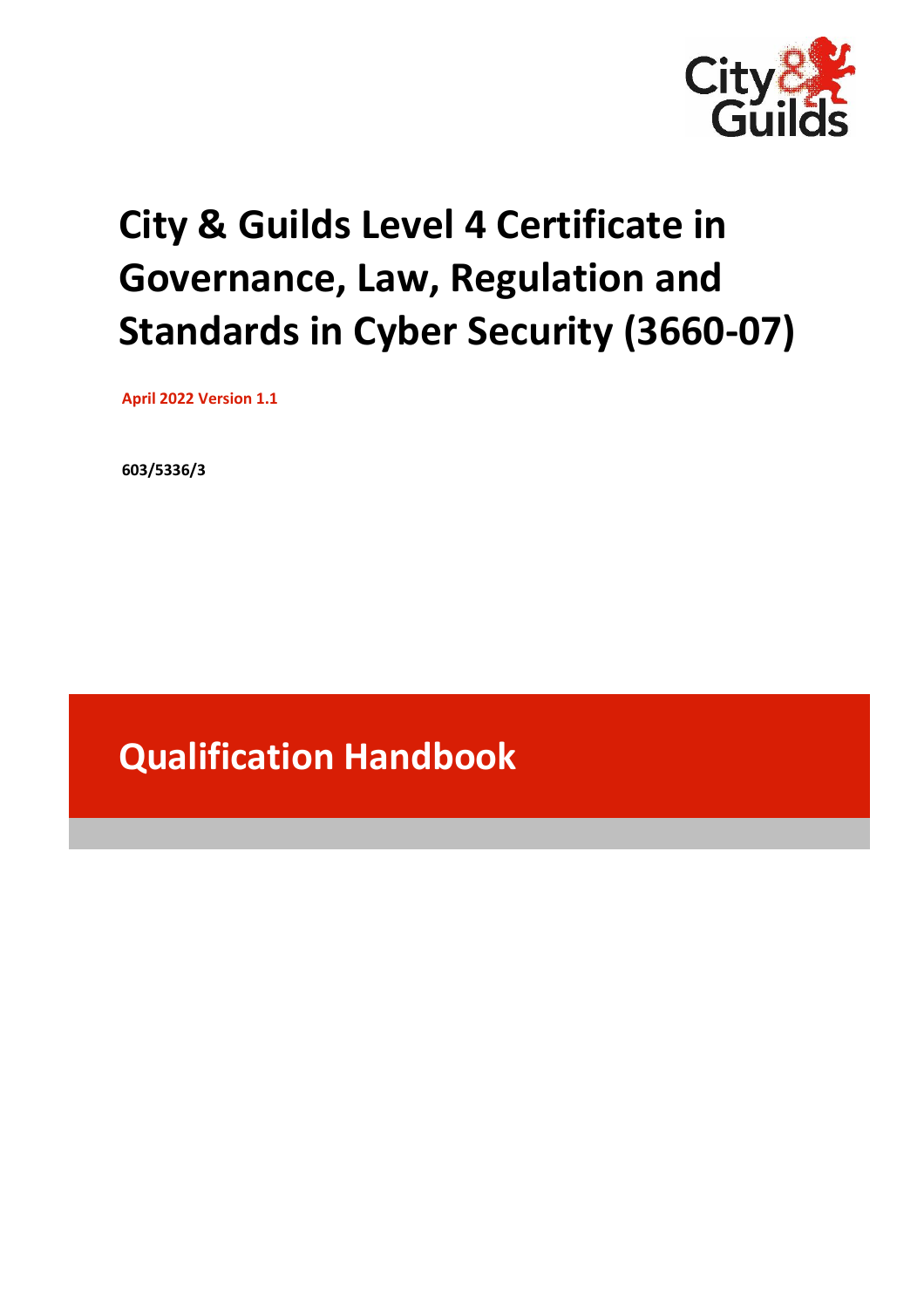# City & Guilds Level 4 Certificate in Governance, Law, Regulation and Standards in Cyber Security (3660-07)

**April 2022 Version 1.1**

**603/5336/3**

## Qualification Handbook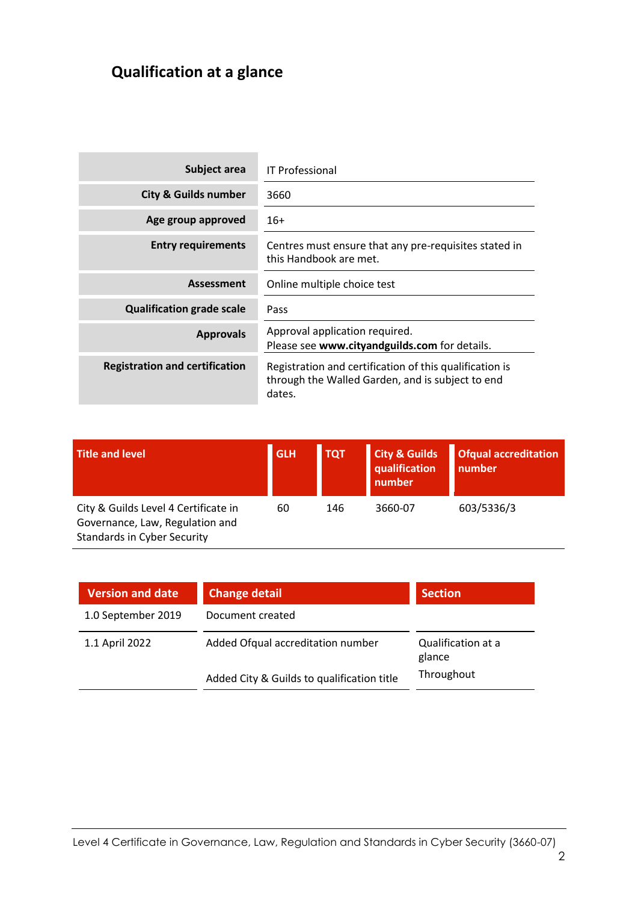# Qualification at a glance

| | |
|---|---|
| **Subject area** | IT Professional |
| **City & Guilds number** | 3660 |
| **Age group approved** | 16+ |
| **Entry requirements** | Centres must ensure that any pre-requisites stated in this Handbook are met. |
| **Assessment** | Online multiple choice test |
| **Qualification grade scale** | Pass |
| **Approvals** | Approval application required. Please see **www.cityandguilds.com** for details. |
| **Registration and certification** | Registration and certification of this qualification is through the Walled Garden, and is subject to end dates. |

| Title and level | GLH | TQT | City & Guilds qualification number | Ofqual accreditation number |
|---|---|---|---|---|
| City & Guilds Level 4 Certificate in Governance, Law, Regulation and Standards in Cyber Security | 60 | 146 | 3660-07 | 603/5336/3 |

| Version and date | Change detail | Section |
|---|---|---|
| 1.0 September 2019 | Document created | |
| 1.1 April 2022 | Added Ofqual accreditation number | Qualification at a glance |
| | Added City & Guilds to qualification title | Throughout |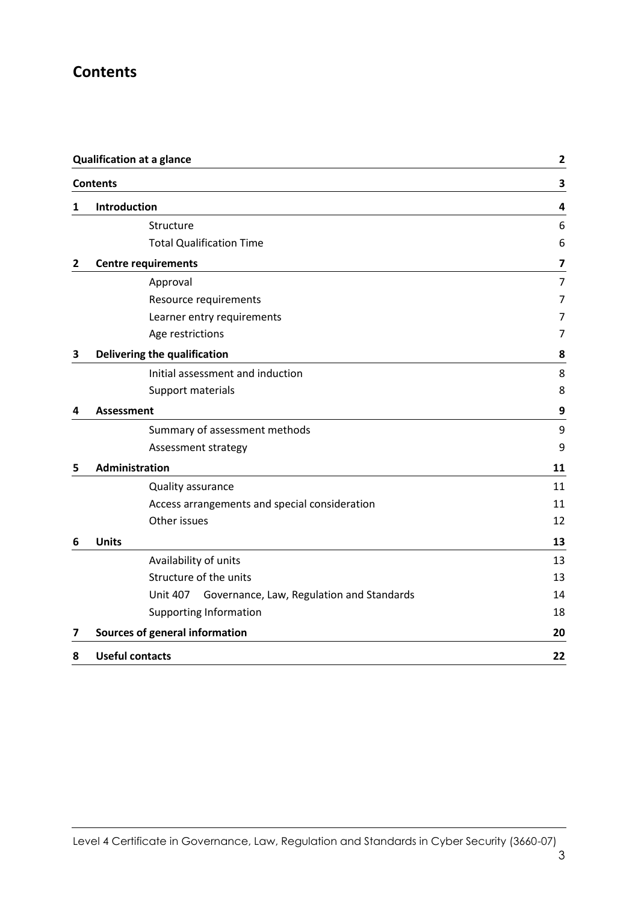# Contents

| | | |
|---|---|---|
| **Qualification at a glance** | | **2** |
| **Contents** | | **3** |
| **1** | **Introduction** | **4** |
| | Structure | 6 |
| | Total Qualification Time | 6 |
| **2** | **Centre requirements** | **7** |
| | Approval | 7 |
| | Resource requirements | 7 |
| | Learner entry requirements | 7 |
| | Age restrictions | 7 |
| **3** | **Delivering the qualification** | **8** |
| | Initial assessment and induction | 8 |
| | Support materials | 8 |
| **4** | **Assessment** | **9** |
| | Summary of assessment methods | 9 |
| | Assessment strategy | 9 |
| **5** | **Administration** | **11** |
| | Quality assurance | 11 |
| | Access arrangements and special consideration | 11 |
| | Other issues | 12 |
| **6** | **Units** | **13** |
| | Availability of units | 13 |
| | Structure of the units | 13 |
| | Unit 407 Governance, Law, Regulation and Standards | 14 |
| | Supporting Information | 18 |
| **7** | **Sources of general information** | **20** |
| **8** | **Useful contacts** | **22** |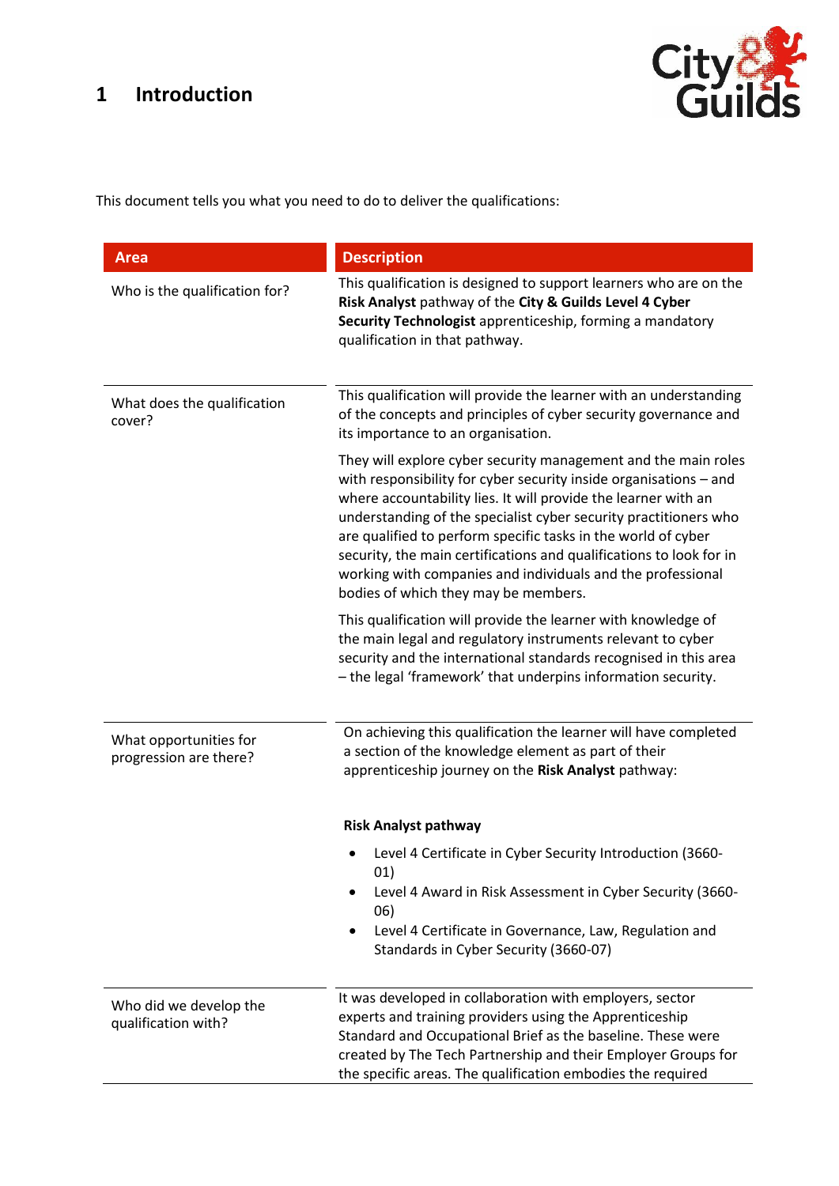# 1 Introduction

This document tells you what you need to do to deliver the qualifications:

| Area | Description |
|---|---|
| Who is the qualification for? | This qualification is designed to support learners who are on the **Risk Analyst** pathway of the **City & Guilds Level 4 Cyber Security Technologist** apprenticeship, forming a mandatory qualification in that pathway. |
| What does the qualification cover? | This qualification will provide the learner with an understanding of the concepts and principles of cyber security governance and its importance to an organisation.<br><br>They will explore cyber security management and the main roles with responsibility for cyber security inside organisations – and where accountability lies. It will provide the learner with an understanding of the specialist cyber security practitioners who are qualified to perform specific tasks in the world of cyber security, the main certifications and qualifications to look for in working with companies and individuals and the professional bodies of which they may be members.<br><br>This qualification will provide the learner with knowledge of the main legal and regulatory instruments relevant to cyber security and the international standards recognised in this area – the legal 'framework' that underpins information security. |
| What opportunities for progression are there? | On achieving this qualification the learner will have completed a section of the knowledge element as part of their apprenticeship journey on the **Risk Analyst** pathway:<br><br>**Risk Analyst pathway**<br><br>• Level 4 Certificate in Cyber Security Introduction (3660-01)<br>• Level 4 Award in Risk Assessment in Cyber Security (3660-06)<br>• Level 4 Certificate in Governance, Law, Regulation and Standards in Cyber Security (3660-07) |
| Who did we develop the qualification with? | It was developed in collaboration with employers, sector experts and training providers using the Apprenticeship Standard and Occupational Brief as the baseline. These were created by The Tech Partnership and their Employer Groups for the specific areas. The qualification embodies the required |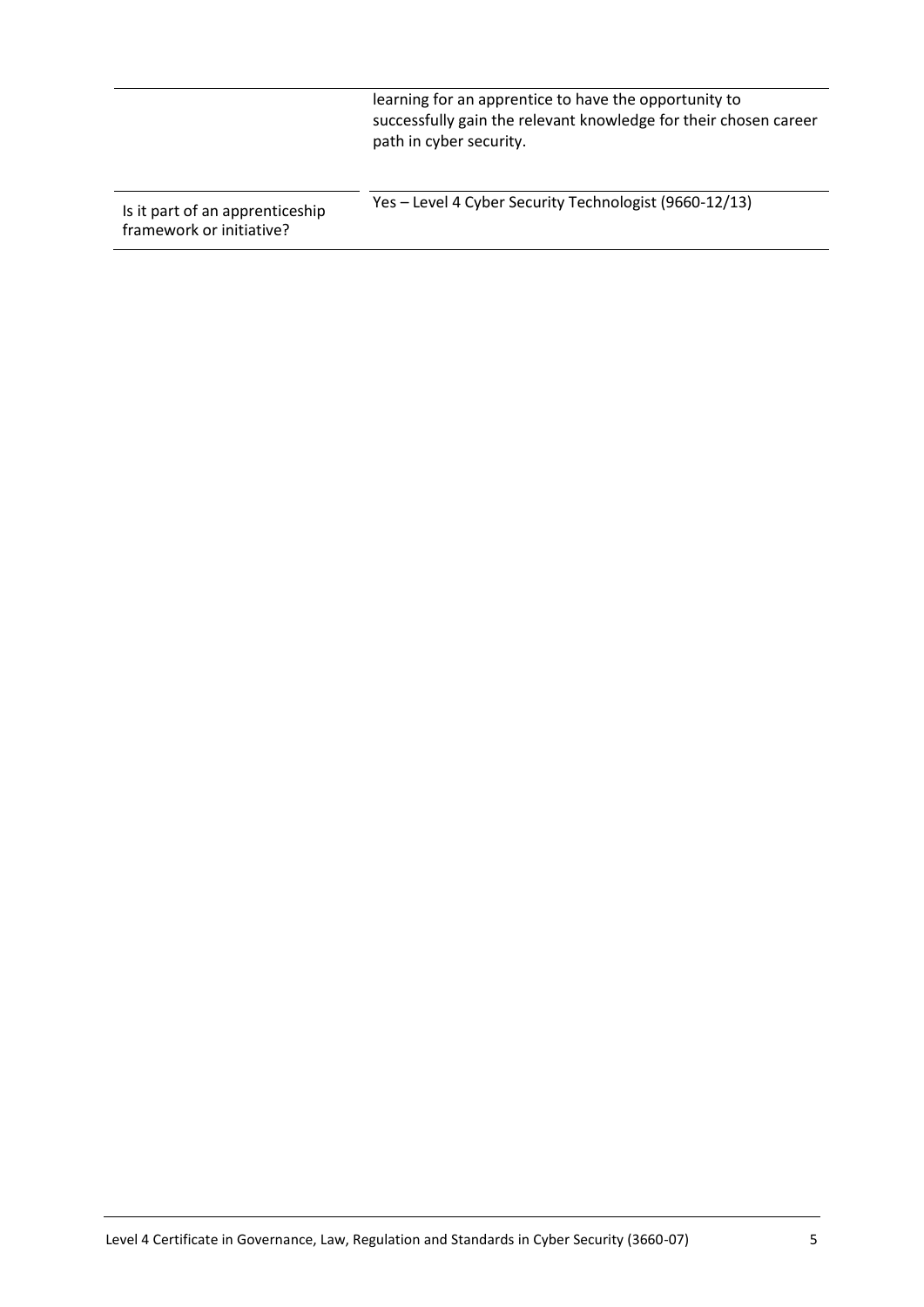| | |
|---|---|
| | learning for an apprentice to have the opportunity to successfully gain the relevant knowledge for their chosen career path in cyber security. |
| Is it part of an apprenticeship framework or initiative? | Yes – Level 4 Cyber Security Technologist (9660-12/13) |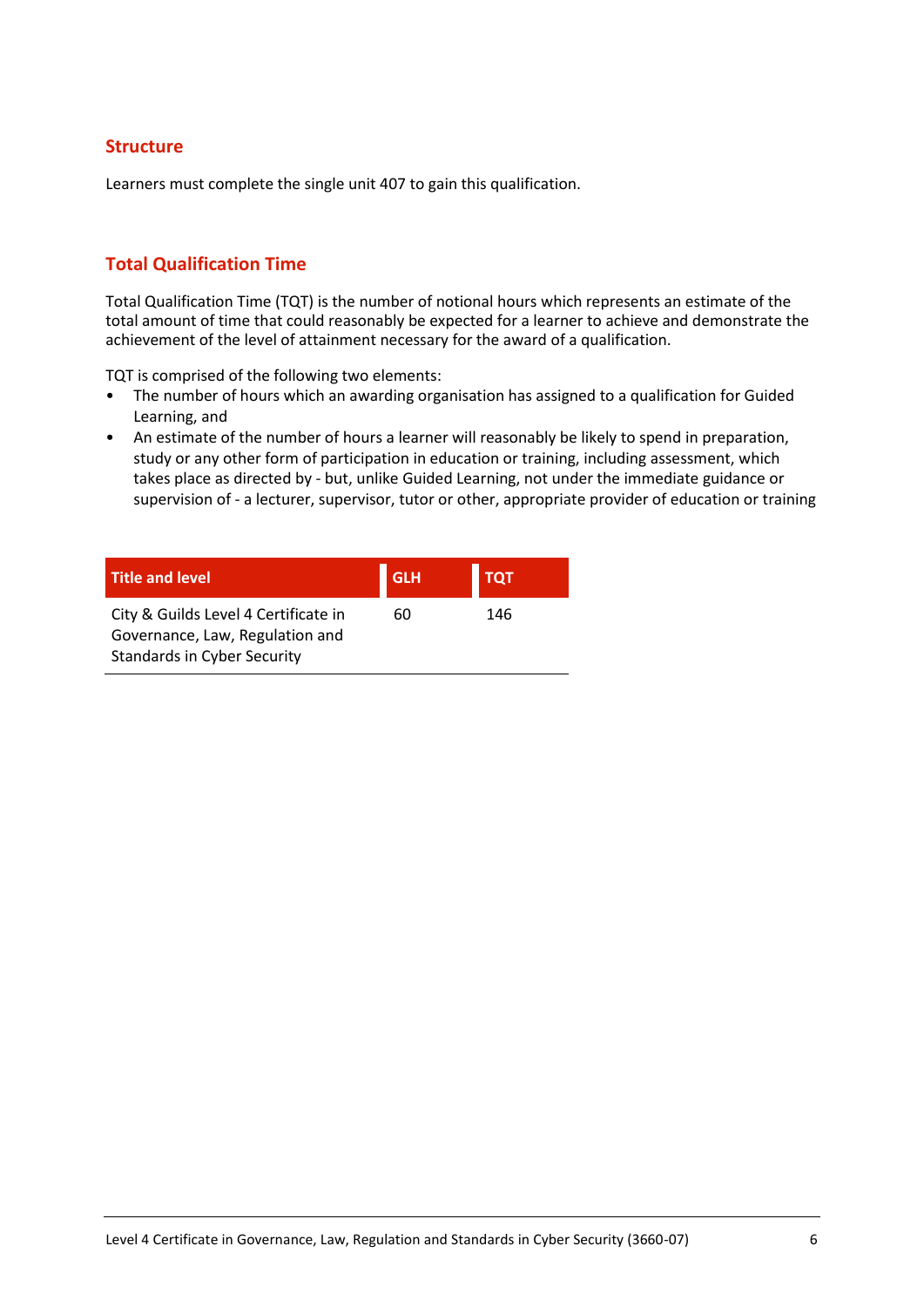## Structure

Learners must complete the single unit 407 to gain this qualification.

## Total Qualification Time

Total Qualification Time (TQT) is the number of notional hours which represents an estimate of the total amount of time that could reasonably be expected for a learner to achieve and demonstrate the achievement of the level of attainment necessary for the award of a qualification.

TQT is comprised of the following two elements:

- The number of hours which an awarding organisation has assigned to a qualification for Guided Learning, and
- An estimate of the number of hours a learner will reasonably be likely to spend in preparation, study or any other form of participation in education or training, including assessment, which takes place as directed by - but, unlike Guided Learning, not under the immediate guidance or supervision of - a lecturer, supervisor, tutor or other, appropriate provider of education or training

| Title and level | GLH | TQT |
|---|---|---|
| City & Guilds Level 4 Certificate in Governance, Law, Regulation and Standards in Cyber Security | 60 | 146 |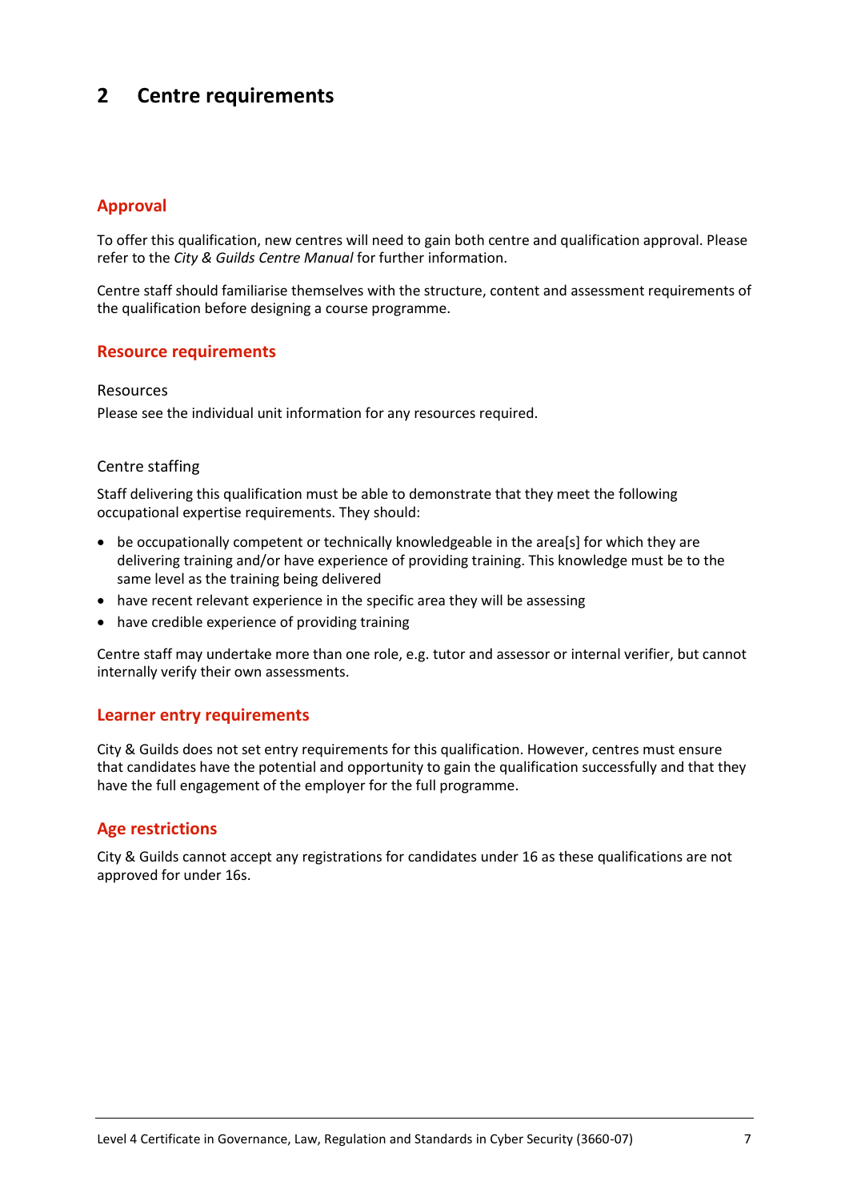## 2 Centre requirements

### Approval

To offer this qualification, new centres will need to gain both centre and qualification approval. Please refer to the *City & Guilds Centre Manual* for further information.

Centre staff should familiarise themselves with the structure, content and assessment requirements of the qualification before designing a course programme.

### Resource requirements

Resources

Please see the individual unit information for any resources required.

Centre staffing

Staff delivering this qualification must be able to demonstrate that they meet the following occupational expertise requirements. They should:

- be occupationally competent or technically knowledgeable in the area[s] for which they are delivering training and/or have experience of providing training. This knowledge must be to the same level as the training being delivered
- have recent relevant experience in the specific area they will be assessing
- have credible experience of providing training

Centre staff may undertake more than one role, e.g. tutor and assessor or internal verifier, but cannot internally verify their own assessments.

### Learner entry requirements

City & Guilds does not set entry requirements for this qualification. However, centres must ensure that candidates have the potential and opportunity to gain the qualification successfully and that they have the full engagement of the employer for the full programme.

### Age restrictions

City & Guilds cannot accept any registrations for candidates under 16 as these qualifications are not approved for under 16s.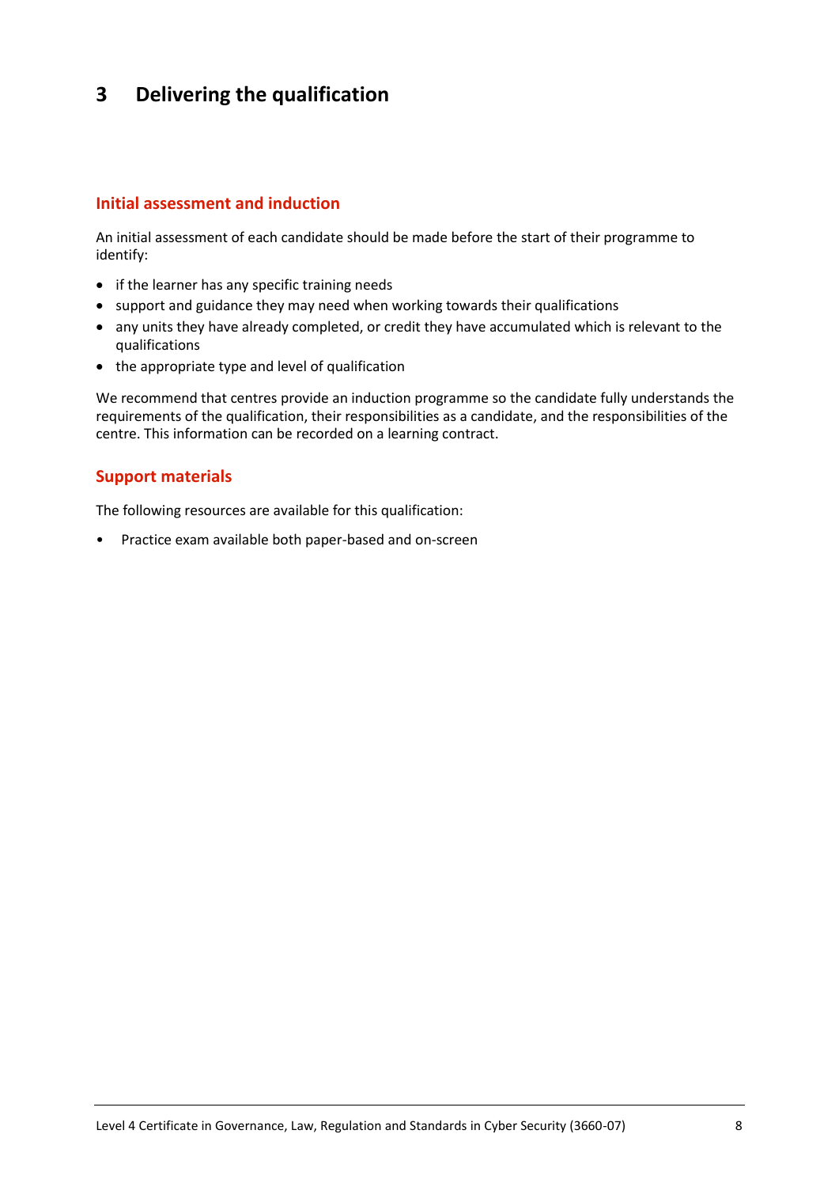# 3 Delivering the qualification

## Initial assessment and induction

An initial assessment of each candidate should be made before the start of their programme to identify:

- if the learner has any specific training needs
- support and guidance they may need when working towards their qualifications
- any units they have already completed, or credit they have accumulated which is relevant to the qualifications
- the appropriate type and level of qualification

We recommend that centres provide an induction programme so the candidate fully understands the requirements of the qualification, their responsibilities as a candidate, and the responsibilities of the centre. This information can be recorded on a learning contract.

## Support materials

The following resources are available for this qualification:

- Practice exam available both paper-based and on-screen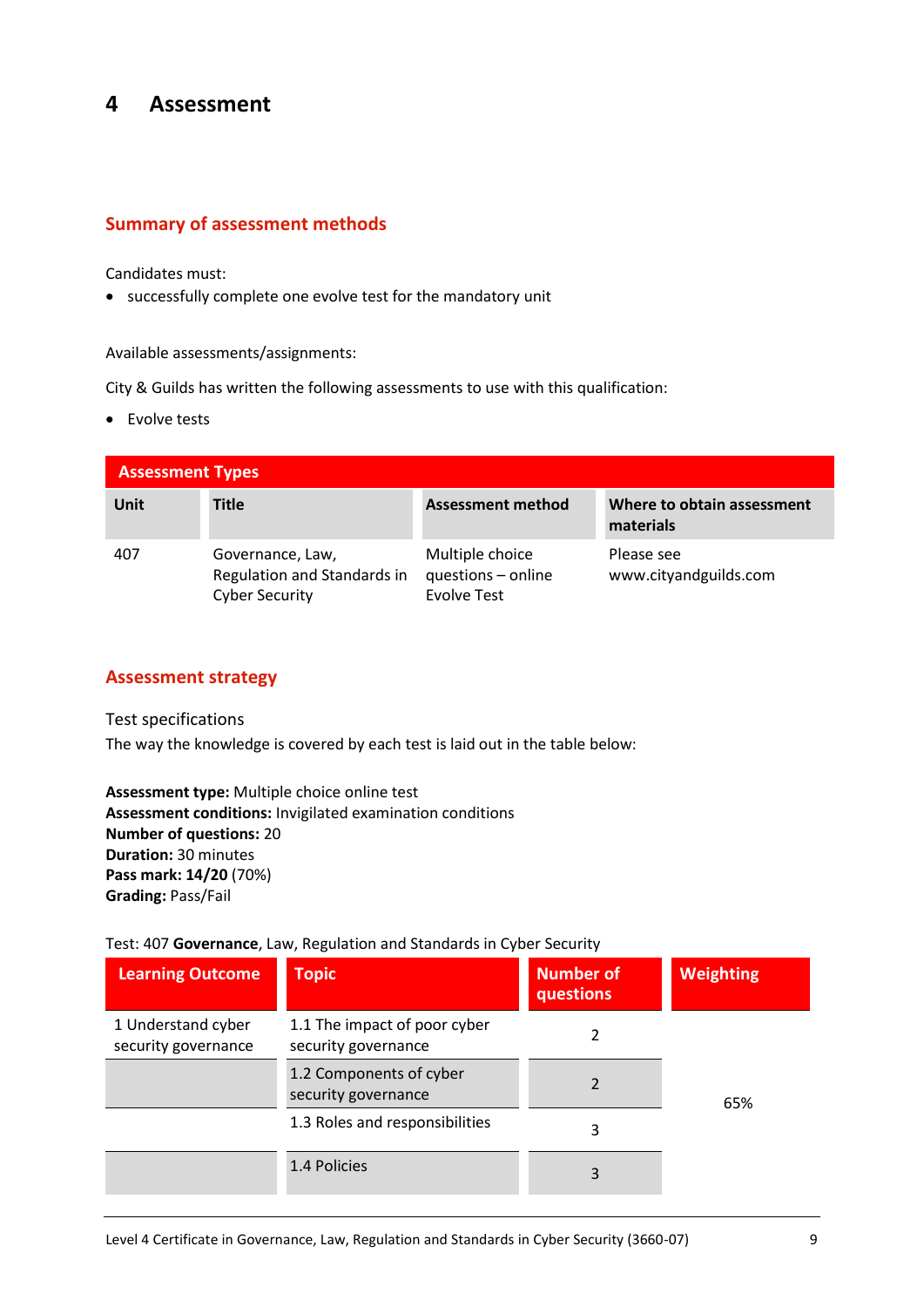# 4 Assessment

## Summary of assessment methods

Candidates must:

- successfully complete one evolve test for the mandatory unit

Available assessments/assignments:

City & Guilds has written the following assessments to use with this qualification:

- Evolve tests

| Assessment Types | | | |
|---|---|---|---|
| **Unit** | **Title** | **Assessment method** | **Where to obtain assessment materials** |
| 407 | Governance, Law, Regulation and Standards in Cyber Security | Multiple choice questions – online Evolve Test | Please see www.cityandguilds.com |

## Assessment strategy

Test specifications

The way the knowledge is covered by each test is laid out in the table below:

**Assessment type:** Multiple choice online test
**Assessment conditions:** Invigilated examination conditions
**Number of questions:** 20
**Duration:** 30 minutes
**Pass mark: 14/20** (70%)
**Grading:** Pass/Fail

Test: 407 **Governance**, Law, Regulation and Standards in Cyber Security

| Learning Outcome | Topic | Number of questions | Weighting |
|---|---|---|---|
| 1 Understand cyber security governance | 1.1 The impact of poor cyber security governance | 2 | 65% |
| | 1.2 Components of cyber security governance | 2 | |
| | 1.3 Roles and responsibilities | 3 | |
| | 1.4 Policies | 3 | |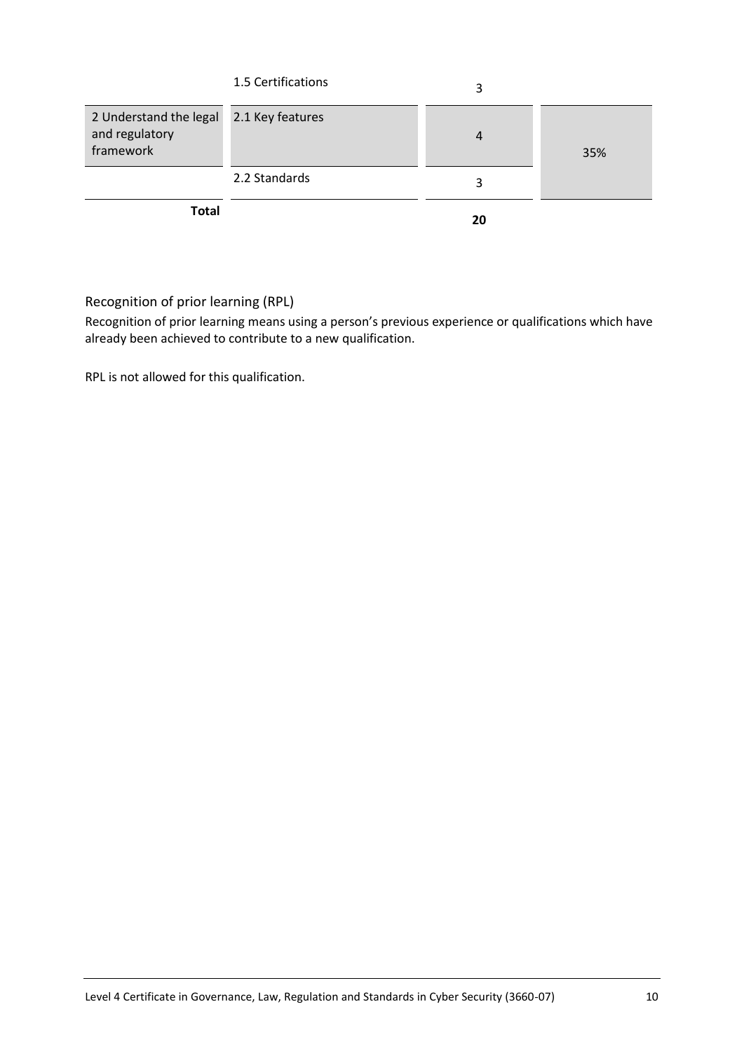| | | | |
|---|---|---|---|
| | 1.5 Certifications | 3 | |
| 2 Understand the legal and regulatory framework | 2.1 Key features | 4 | 35% |
| | 2.2 Standards | 3 | |
| **Total** | | **20** | |

## Recognition of prior learning (RPL)

Recognition of prior learning means using a person's previous experience or qualifications which have already been achieved to contribute to a new qualification.

RPL is not allowed for this qualification.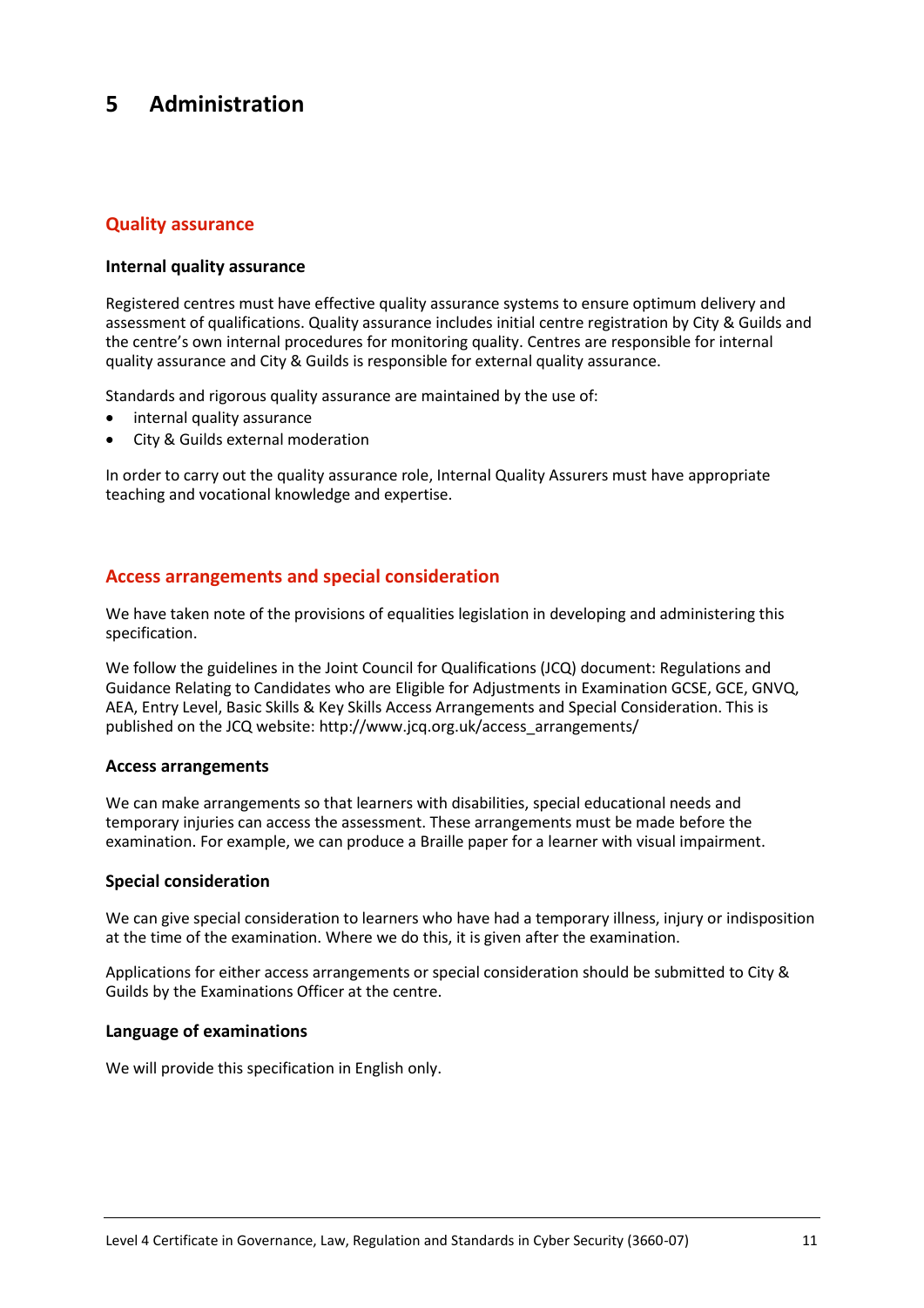# 5 Administration

## Quality assurance

### Internal quality assurance

Registered centres must have effective quality assurance systems to ensure optimum delivery and assessment of qualifications. Quality assurance includes initial centre registration by City & Guilds and the centre's own internal procedures for monitoring quality. Centres are responsible for internal quality assurance and City & Guilds is responsible for external quality assurance.

Standards and rigorous quality assurance are maintained by the use of:

- internal quality assurance
- City & Guilds external moderation

In order to carry out the quality assurance role, Internal Quality Assurers must have appropriate teaching and vocational knowledge and expertise.

## Access arrangements and special consideration

We have taken note of the provisions of equalities legislation in developing and administering this specification.

We follow the guidelines in the Joint Council for Qualifications (JCQ) document: Regulations and Guidance Relating to Candidates who are Eligible for Adjustments in Examination GCSE, GCE, GNVQ, AEA, Entry Level, Basic Skills & Key Skills Access Arrangements and Special Consideration. This is published on the JCQ website: http://www.jcq.org.uk/access_arrangements/

### Access arrangements

We can make arrangements so that learners with disabilities, special educational needs and temporary injuries can access the assessment. These arrangements must be made before the examination. For example, we can produce a Braille paper for a learner with visual impairment.

### Special consideration

We can give special consideration to learners who have had a temporary illness, injury or indisposition at the time of the examination. Where we do this, it is given after the examination.

Applications for either access arrangements or special consideration should be submitted to City & Guilds by the Examinations Officer at the centre.

### Language of examinations

We will provide this specification in English only.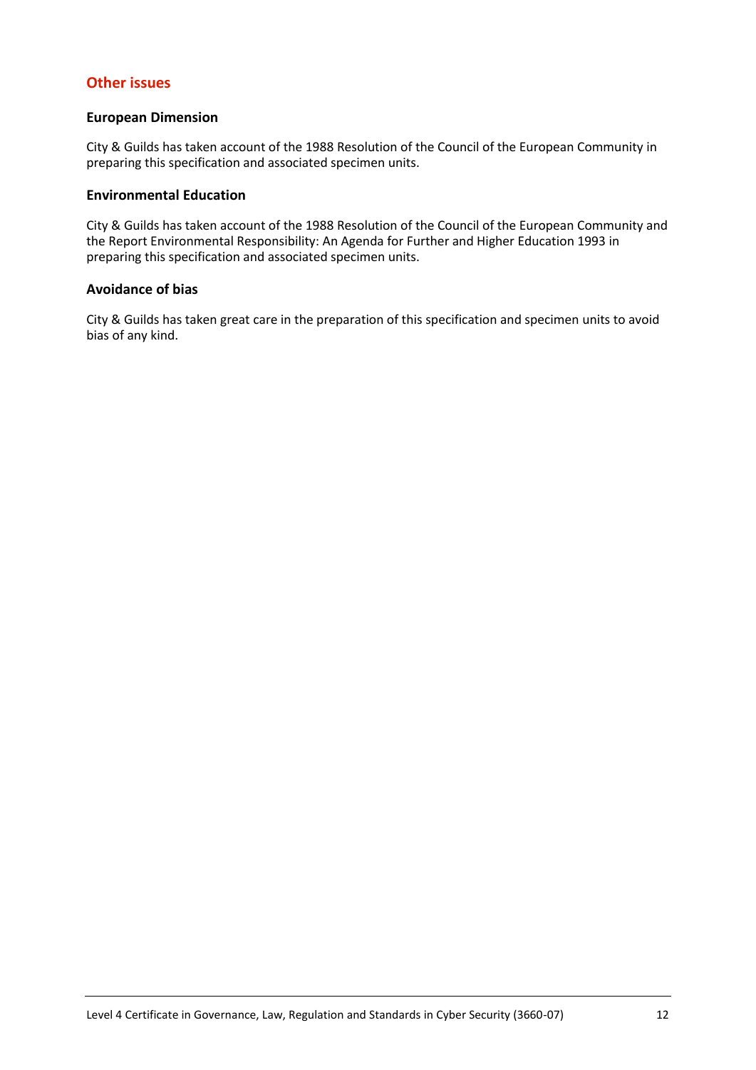## Other issues

### European Dimension

City & Guilds has taken account of the 1988 Resolution of the Council of the European Community in preparing this specification and associated specimen units.

### Environmental Education

City & Guilds has taken account of the 1988 Resolution of the Council of the European Community and the Report Environmental Responsibility: An Agenda for Further and Higher Education 1993 in preparing this specification and associated specimen units.

### Avoidance of bias

City & Guilds has taken great care in the preparation of this specification and specimen units to avoid bias of any kind.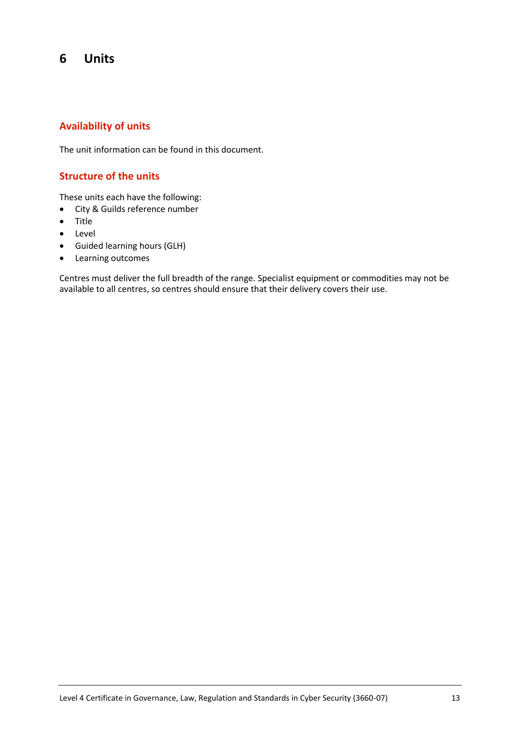# 6 Units

## Availability of units

The unit information can be found in this document.

## Structure of the units

These units each have the following:

- City & Guilds reference number
- Title
- Level
- Guided learning hours (GLH)
- Learning outcomes

Centres must deliver the full breadth of the range. Specialist equipment or commodities may not be available to all centres, so centres should ensure that their delivery covers their use.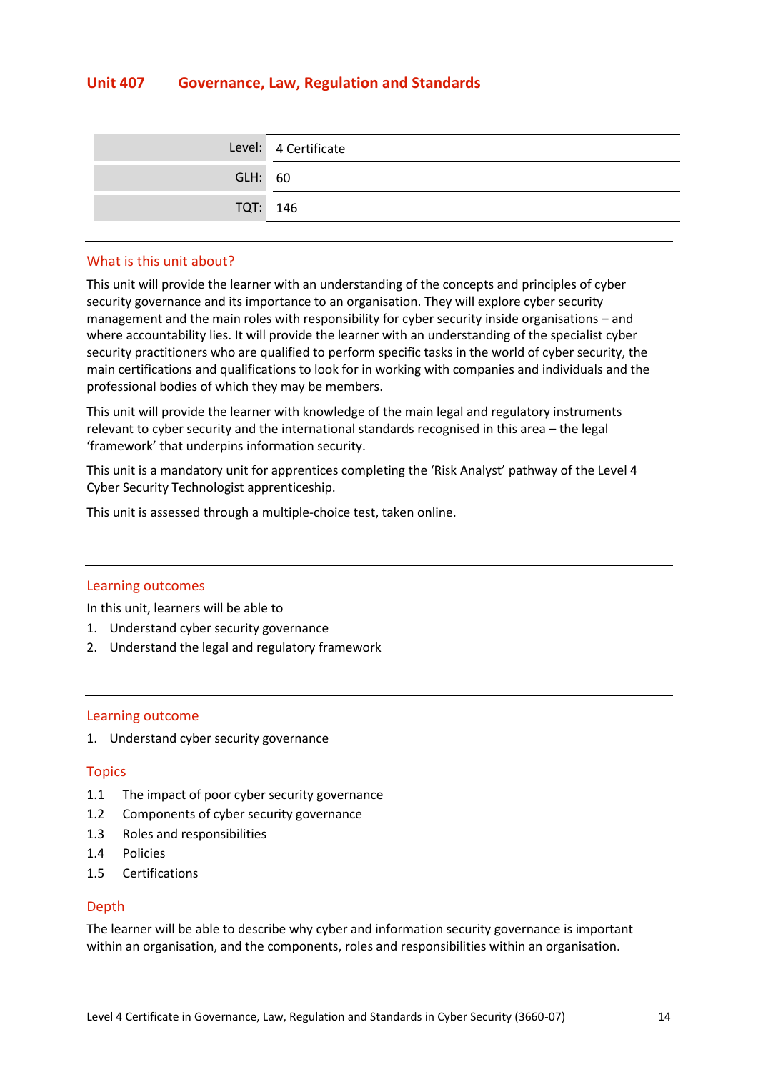## Unit 407 Governance, Law, Regulation and Standards

| | |
|---|---|
| Level: | 4 Certificate |
| GLH: | 60 |
| TQT: | 146 |

### What is this unit about?

This unit will provide the learner with an understanding of the concepts and principles of cyber security governance and its importance to an organisation. They will explore cyber security management and the main roles with responsibility for cyber security inside organisations – and where accountability lies. It will provide the learner with an understanding of the specialist cyber security practitioners who are qualified to perform specific tasks in the world of cyber security, the main certifications and qualifications to look for in working with companies and individuals and the professional bodies of which they may be members.

This unit will provide the learner with knowledge of the main legal and regulatory instruments relevant to cyber security and the international standards recognised in this area – the legal 'framework' that underpins information security.

This unit is a mandatory unit for apprentices completing the 'Risk Analyst' pathway of the Level 4 Cyber Security Technologist apprenticeship.

This unit is assessed through a multiple-choice test, taken online.

### Learning outcomes

In this unit, learners will be able to

1. Understand cyber security governance
2. Understand the legal and regulatory framework

### Learning outcome

1. Understand cyber security governance

### Topics

1.1 The impact of poor cyber security governance
1.2 Components of cyber security governance
1.3 Roles and responsibilities
1.4 Policies
1.5 Certifications

### Depth

The learner will be able to describe why cyber and information security governance is important within an organisation, and the components, roles and responsibilities within an organisation.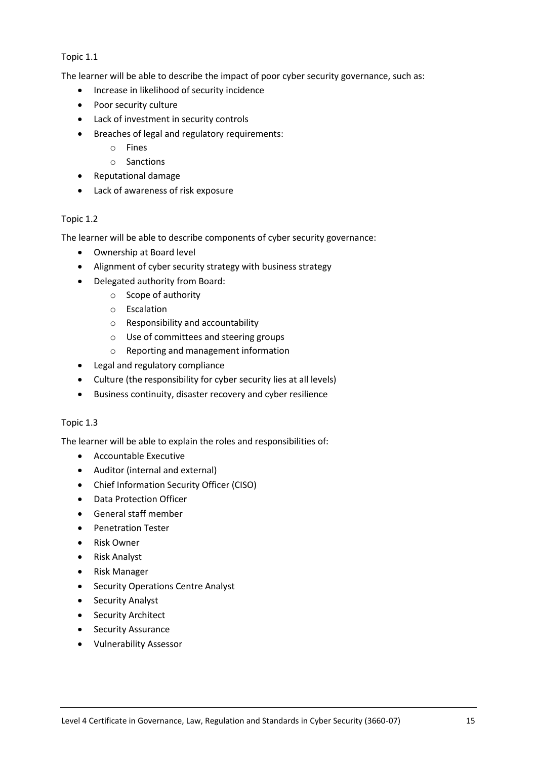Topic 1.1

The learner will be able to describe the impact of poor cyber security governance, such as:

- Increase in likelihood of security incidence
- Poor security culture
- Lack of investment in security controls
- Breaches of legal and regulatory requirements:
    - Fines
    - Sanctions
- Reputational damage
- Lack of awareness of risk exposure

Topic 1.2

The learner will be able to describe components of cyber security governance:

- Ownership at Board level
- Alignment of cyber security strategy with business strategy
- Delegated authority from Board:
    - Scope of authority
    - Escalation
    - Responsibility and accountability
    - Use of committees and steering groups
    - Reporting and management information
- Legal and regulatory compliance
- Culture (the responsibility for cyber security lies at all levels)
- Business continuity, disaster recovery and cyber resilience

Topic 1.3

The learner will be able to explain the roles and responsibilities of:

- Accountable Executive
- Auditor (internal and external)
- Chief Information Security Officer (CISO)
- Data Protection Officer
- General staff member
- Penetration Tester
- Risk Owner
- Risk Analyst
- Risk Manager
- Security Operations Centre Analyst
- Security Analyst
- Security Architect
- Security Assurance
- Vulnerability Assessor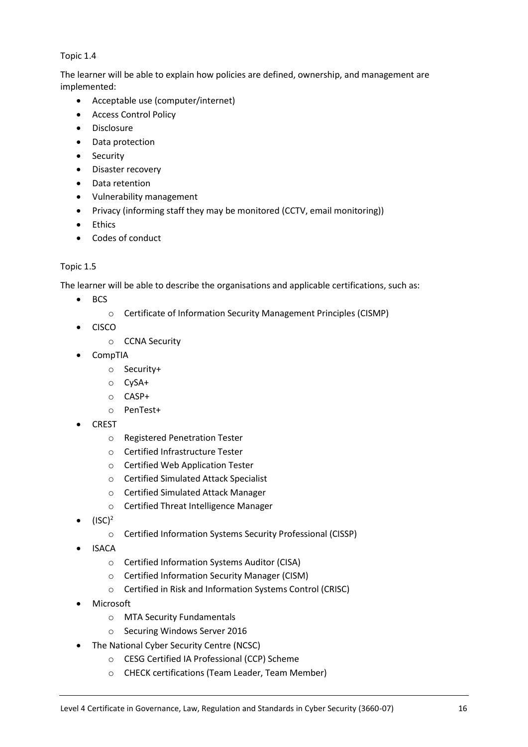Topic 1.4

The learner will be able to explain how policies are defined, ownership, and management are implemented:

- Acceptable use (computer/internet)
- Access Control Policy
- Disclosure
- Data protection
- Security
- Disaster recovery
- Data retention
- Vulnerability management
- Privacy (informing staff they may be monitored (CCTV, email monitoring))
- Ethics
- Codes of conduct

Topic 1.5

The learner will be able to describe the organisations and applicable certifications, such as:

- BCS
    - Certificate of Information Security Management Principles (CISMP)
- CISCO
    - CCNA Security
- CompTIA
    - Security+
    - CySA+
    - CASP+
    - PenTest+
- CREST
    - Registered Penetration Tester
    - Certified Infrastructure Tester
    - Certified Web Application Tester
    - Certified Simulated Attack Specialist
    - Certified Simulated Attack Manager
    - Certified Threat Intelligence Manager
- $(ISC)^2$
    - Certified Information Systems Security Professional (CISSP)
- ISACA
    - Certified Information Systems Auditor (CISA)
    - Certified Information Security Manager (CISM)
    - Certified in Risk and Information Systems Control (CRISC)
- Microsoft
    - MTA Security Fundamentals
    - Securing Windows Server 2016
- The National Cyber Security Centre (NCSC)
    - CESG Certified IA Professional (CCP) Scheme
    - CHECK certifications (Team Leader, Team Member)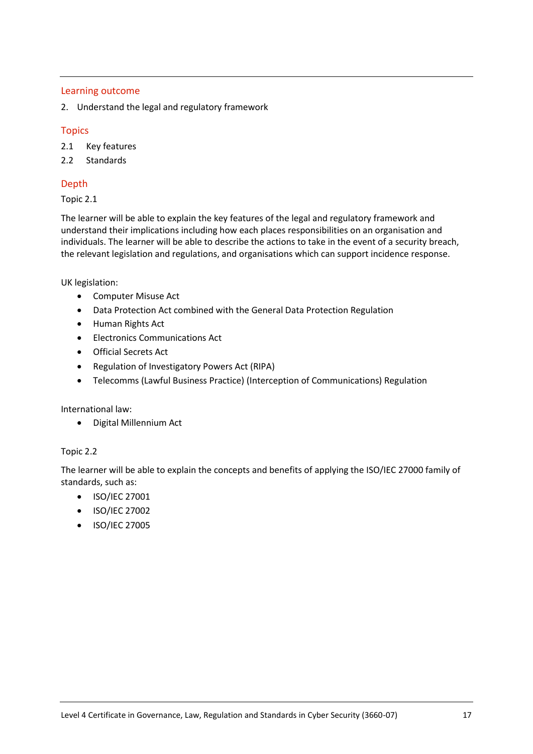## Learning outcome

2. Understand the legal and regulatory framework

## Topics

2.1 Key features

2.2 Standards

## Depth

Topic 2.1

The learner will be able to explain the key features of the legal and regulatory framework and understand their implications including how each places responsibilities on an organisation and individuals. The learner will be able to describe the actions to take in the event of a security breach, the relevant legislation and regulations, and organisations which can support incidence response.

UK legislation:

- Computer Misuse Act
- Data Protection Act combined with the General Data Protection Regulation
- Human Rights Act
- Electronics Communications Act
- Official Secrets Act
- Regulation of Investigatory Powers Act (RIPA)
- Telecomms (Lawful Business Practice) (Interception of Communications) Regulation

International law:

- Digital Millennium Act

Topic 2.2

The learner will be able to explain the concepts and benefits of applying the ISO/IEC 27000 family of standards, such as:

- ISO/IEC 27001
- ISO/IEC 27002
- ISO/IEC 27005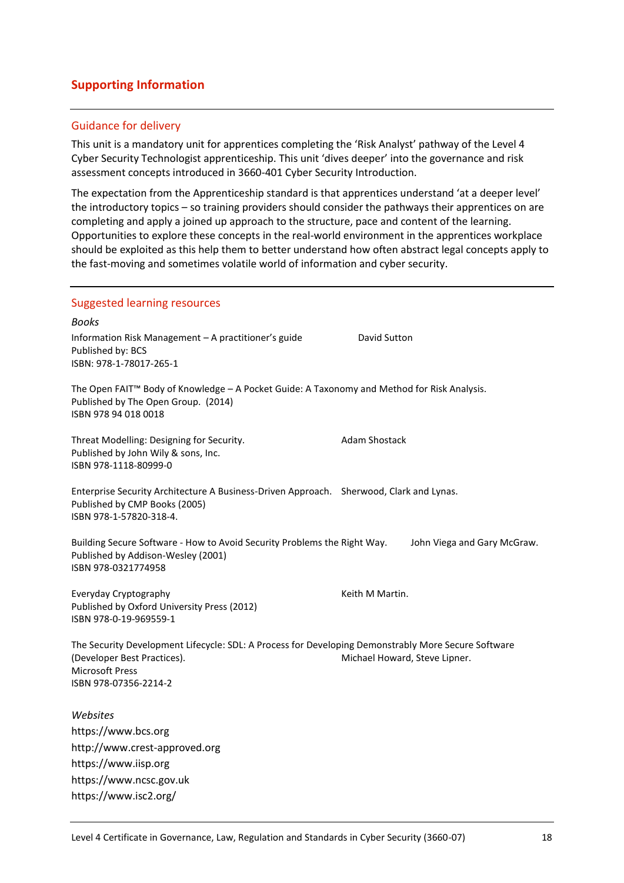## Supporting Information

### Guidance for delivery

This unit is a mandatory unit for apprentices completing the 'Risk Analyst' pathway of the Level 4 Cyber Security Technologist apprenticeship. This unit 'dives deeper' into the governance and risk assessment concepts introduced in 3660-401 Cyber Security Introduction.

The expectation from the Apprenticeship standard is that apprentices understand 'at a deeper level' the introductory topics – so training providers should consider the pathways their apprentices on are completing and apply a joined up approach to the structure, pace and content of the learning. Opportunities to explore these concepts in the real-world environment in the apprentices workplace should be exploited as this help them to better understand how often abstract legal concepts apply to the fast-moving and sometimes volatile world of information and cyber security.

### Suggested learning resources

*Books*

Information Risk Management – A practitioner's guide — David Sutton
Published by: BCS
ISBN: 978-1-78017-265-1

The Open FAIT™ Body of Knowledge – A Pocket Guide: A Taxonomy and Method for Risk Analysis.
Published by The Open Group. (2014)
ISBN 978 94 018 0018

Threat Modelling: Designing for Security. — Adam Shostack
Published by John Wily & sons, Inc.
ISBN 978-1118-80999-0

Enterprise Security Architecture A Business-Driven Approach. — Sherwood, Clark and Lynas.
Published by CMP Books (2005)
ISBN 978-1-57820-318-4.

Building Secure Software - How to Avoid Security Problems the Right Way. — John Viega and Gary McGraw.
Published by Addison-Wesley (2001)
ISBN 978-0321774958

Everyday Cryptography — Keith M Martin.
Published by Oxford University Press (2012)
ISBN 978-0-19-969559-1

The Security Development Lifecycle: SDL: A Process for Developing Demonstrably More Secure Software (Developer Best Practices). — Michael Howard, Steve Lipner.
Microsoft Press
ISBN 978-07356-2214-2

*Websites*

https://www.bcs.org
http://www.crest-approved.org
https://www.iisp.org
https://www.ncsc.gov.uk
https://www.isc2.org/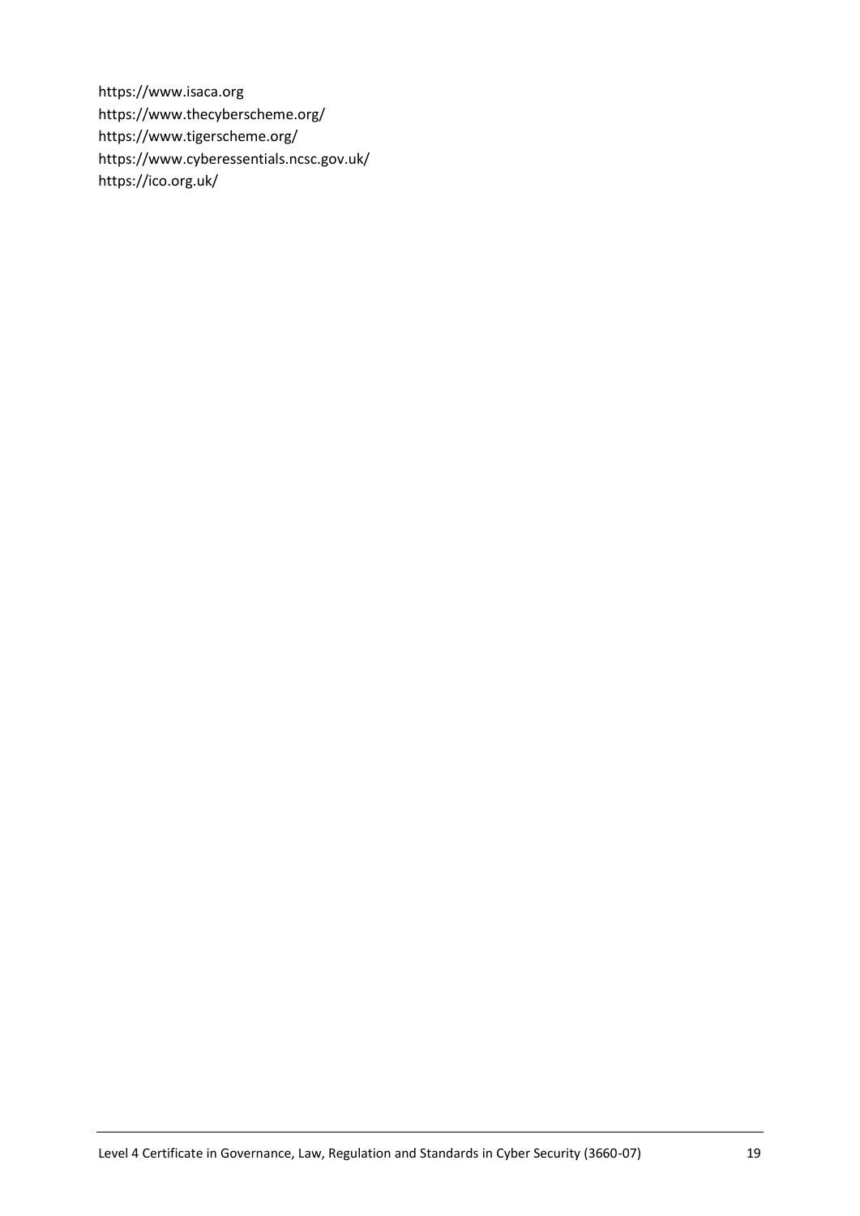https://www.isaca.org
https://www.thecyberscheme.org/
https://www.tigerscheme.org/
https://www.cyberessentials.ncsc.gov.uk/
https://ico.org.uk/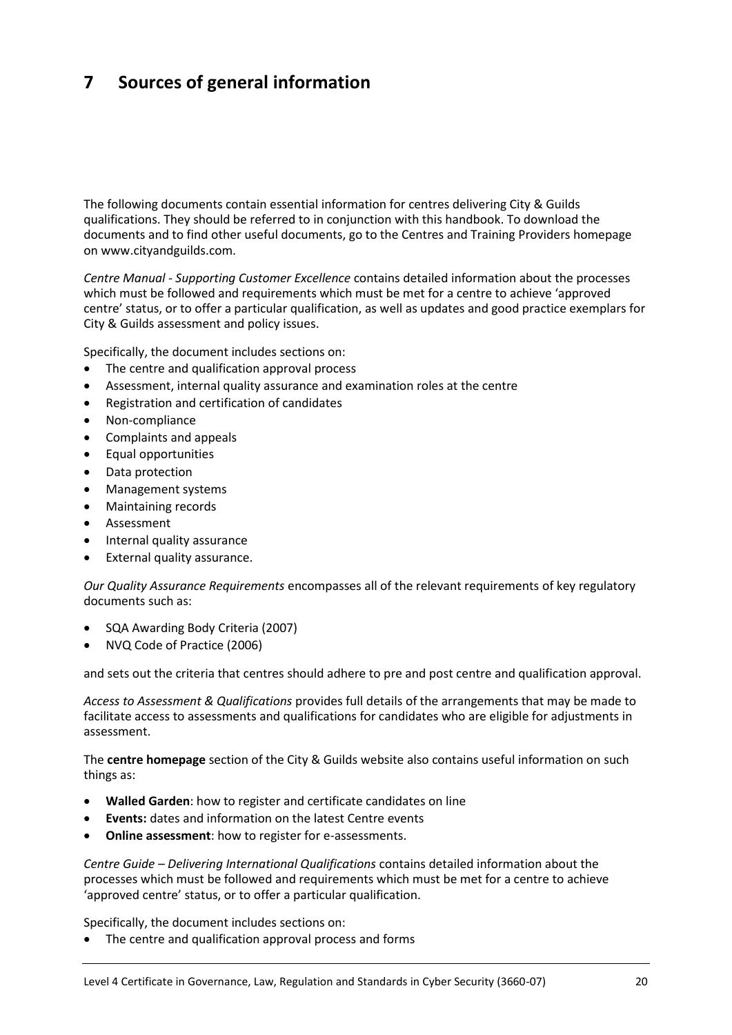# 7 Sources of general information

The following documents contain essential information for centres delivering City & Guilds qualifications. They should be referred to in conjunction with this handbook. To download the documents and to find other useful documents, go to the Centres and Training Providers homepage on www.cityandguilds.com.

*Centre Manual - Supporting Customer Excellence* contains detailed information about the processes which must be followed and requirements which must be met for a centre to achieve 'approved centre' status, or to offer a particular qualification, as well as updates and good practice exemplars for City & Guilds assessment and policy issues.

Specifically, the document includes sections on:

- The centre and qualification approval process
- Assessment, internal quality assurance and examination roles at the centre
- Registration and certification of candidates
- Non-compliance
- Complaints and appeals
- Equal opportunities
- Data protection
- Management systems
- Maintaining records
- Assessment
- Internal quality assurance
- External quality assurance.

*Our Quality Assurance Requirements* encompasses all of the relevant requirements of key regulatory documents such as:

- SQA Awarding Body Criteria (2007)
- NVQ Code of Practice (2006)

and sets out the criteria that centres should adhere to pre and post centre and qualification approval.

*Access to Assessment & Qualifications* provides full details of the arrangements that may be made to facilitate access to assessments and qualifications for candidates who are eligible for adjustments in assessment.

The **centre homepage** section of the City & Guilds website also contains useful information on such things as:

- **Walled Garden**: how to register and certificate candidates on line
- **Events:** dates and information on the latest Centre events
- **Online assessment**: how to register for e-assessments.

*Centre Guide – Delivering International Qualifications* contains detailed information about the processes which must be followed and requirements which must be met for a centre to achieve 'approved centre' status, or to offer a particular qualification.

Specifically, the document includes sections on:

- The centre and qualification approval process and forms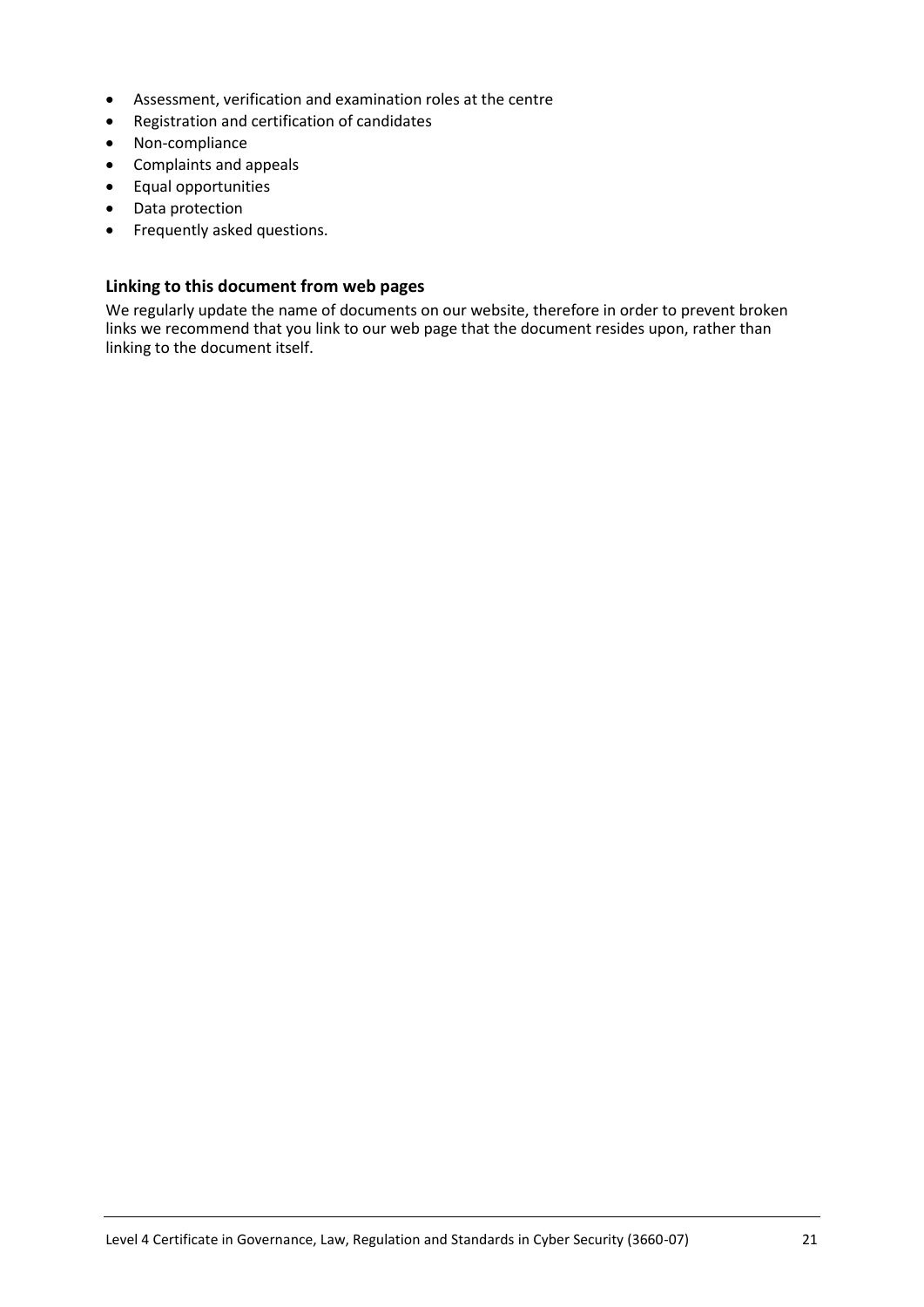- Assessment, verification and examination roles at the centre
- Registration and certification of candidates
- Non-compliance
- Complaints and appeals
- Equal opportunities
- Data protection
- Frequently asked questions.

### Linking to this document from web pages

We regularly update the name of documents on our website, therefore in order to prevent broken links we recommend that you link to our web page that the document resides upon, rather than linking to the document itself.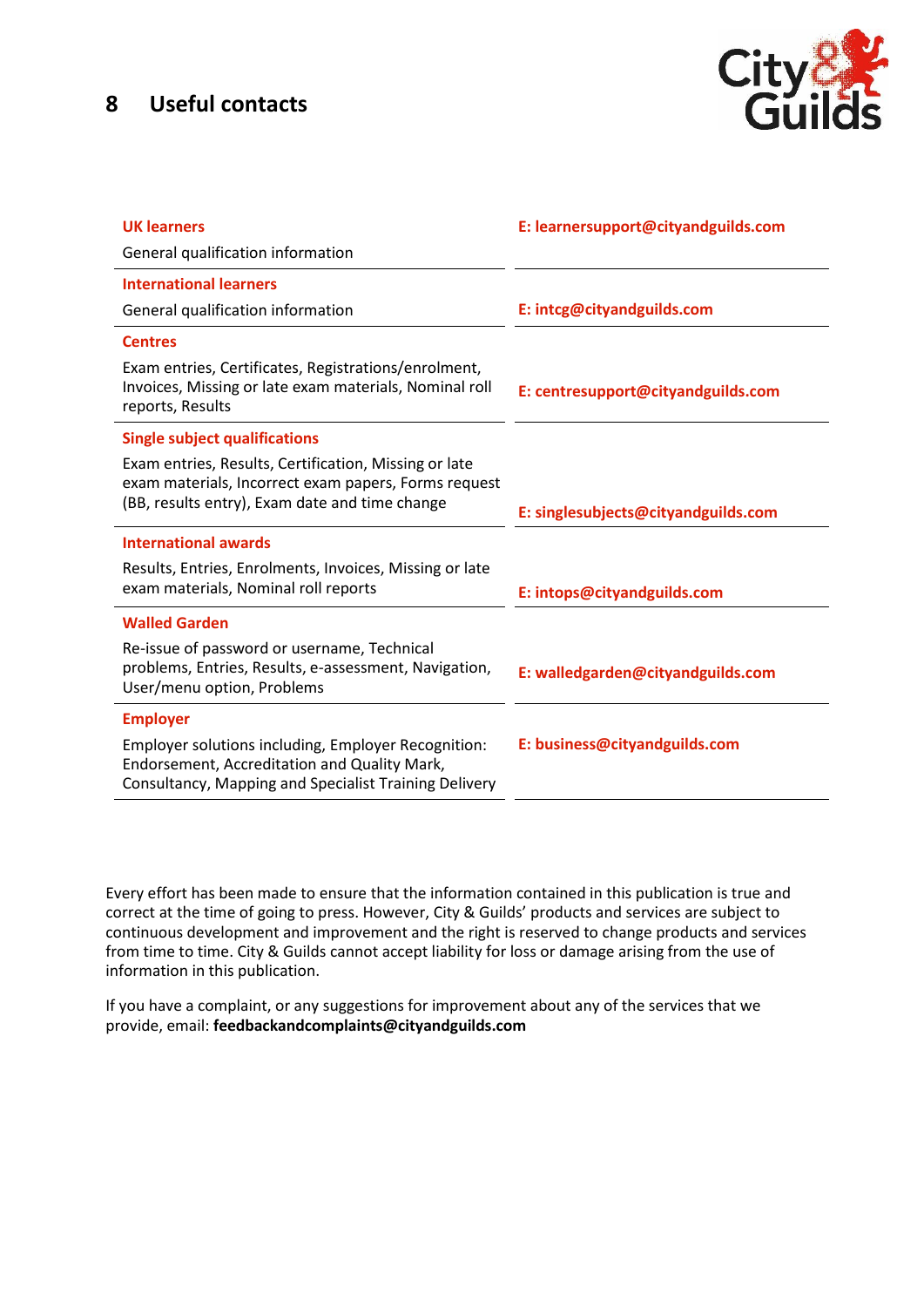## 8 Useful contacts

| | |
|---|---|
| **UK learners**<br>General qualification information | **E: learnersupport@cityandguilds.com** |
| **International learners**<br>General qualification information | **E: intcg@cityandguilds.com** |
| **Centres**<br>Exam entries, Certificates, Registrations/enrolment, Invoices, Missing or late exam materials, Nominal roll reports, Results | **E: centresupport@cityandguilds.com** |
| **Single subject qualifications**<br>Exam entries, Results, Certification, Missing or late exam materials, Incorrect exam papers, Forms request (BB, results entry), Exam date and time change | **E: singlesubjects@cityandguilds.com** |
| **International awards**<br>Results, Entries, Enrolments, Invoices, Missing or late exam materials, Nominal roll reports | **E: intops@cityandguilds.com** |
| **Walled Garden**<br>Re-issue of password or username, Technical problems, Entries, Results, e-assessment, Navigation, User/menu option, Problems | **E: walledgarden@cityandguilds.com** |
| **Employer**<br>Employer solutions including, Employer Recognition: Endorsement, Accreditation and Quality Mark, Consultancy, Mapping and Specialist Training Delivery | **E: business@cityandguilds.com** |

Every effort has been made to ensure that the information contained in this publication is true and correct at the time of going to press. However, City & Guilds' products and services are subject to continuous development and improvement and the right is reserved to change products and services from time to time. City & Guilds cannot accept liability for loss or damage arising from the use of information in this publication.

If you have a complaint, or any suggestions for improvement about any of the services that we provide, email: **feedbackandcomplaints@cityandguilds.com**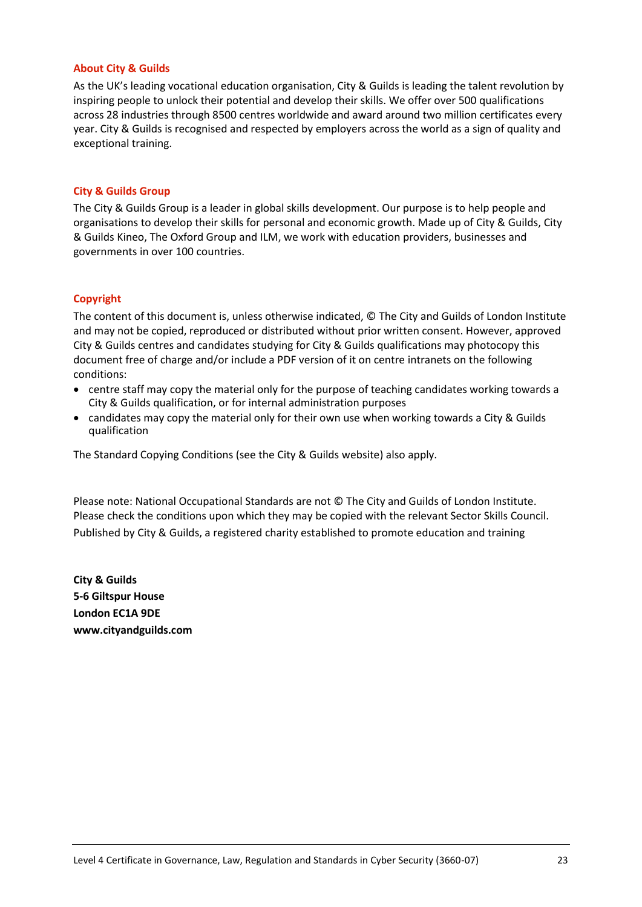## About City & Guilds

As the UK's leading vocational education organisation, City & Guilds is leading the talent revolution by inspiring people to unlock their potential and develop their skills. We offer over 500 qualifications across 28 industries through 8500 centres worldwide and award around two million certificates every year. City & Guilds is recognised and respected by employers across the world as a sign of quality and exceptional training.

## City & Guilds Group

The City & Guilds Group is a leader in global skills development. Our purpose is to help people and organisations to develop their skills for personal and economic growth. Made up of City & Guilds, City & Guilds Kineo, The Oxford Group and ILM, we work with education providers, businesses and governments in over 100 countries.

## Copyright

The content of this document is, unless otherwise indicated, © The City and Guilds of London Institute and may not be copied, reproduced or distributed without prior written consent. However, approved City & Guilds centres and candidates studying for City & Guilds qualifications may photocopy this document free of charge and/or include a PDF version of it on centre intranets on the following conditions:

- centre staff may copy the material only for the purpose of teaching candidates working towards a City & Guilds qualification, or for internal administration purposes
- candidates may copy the material only for their own use when working towards a City & Guilds qualification

The Standard Copying Conditions (see the City & Guilds website) also apply.

Please note: National Occupational Standards are not © The City and Guilds of London Institute. Please check the conditions upon which they may be copied with the relevant Sector Skills Council.
Published by City & Guilds, a registered charity established to promote education and training

**City & Guilds**
**5-6 Giltspur House**
**London EC1A 9DE**
**www.cityandguilds.com**